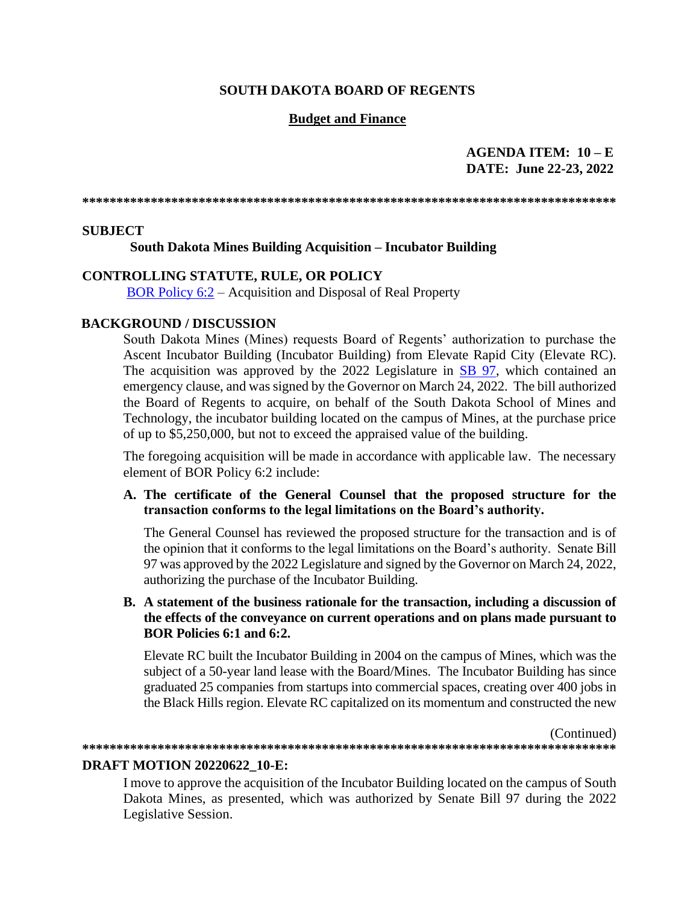**SOUTH DAKOTA BOARD OF REGENTS**

**Budget and Finance**

**AGENDA ITEM: 10 – E**
**DATE: June 22-23, 2022**

*******************************************************************************

**SUBJECT**

**South Dakota Mines Building Acquisition – Incubator Building**

**CONTROLLING STATUTE, RULE, OR POLICY**

BOR Policy 6:2 – Acquisition and Disposal of Real Property

**BACKGROUND / DISCUSSION**

South Dakota Mines (Mines) requests Board of Regents' authorization to purchase the Ascent Incubator Building (Incubator Building) from Elevate Rapid City (Elevate RC). The acquisition was approved by the 2022 Legislature in SB 97, which contained an emergency clause, and was signed by the Governor on March 24, 2022. The bill authorized the Board of Regents to acquire, on behalf of the South Dakota School of Mines and Technology, the incubator building located on the campus of Mines, at the purchase price of up to $5,250,000, but not to exceed the appraised value of the building.

The foregoing acquisition will be made in accordance with applicable law. The necessary element of BOR Policy 6:2 include:

**A. The certificate of the General Counsel that the proposed structure for the transaction conforms to the legal limitations on the Board's authority.**

The General Counsel has reviewed the proposed structure for the transaction and is of the opinion that it conforms to the legal limitations on the Board's authority. Senate Bill 97 was approved by the 2022 Legislature and signed by the Governor on March 24, 2022, authorizing the purchase of the Incubator Building.

**B. A statement of the business rationale for the transaction, including a discussion of the effects of the conveyance on current operations and on plans made pursuant to BOR Policies 6:1 and 6:2.**

Elevate RC built the Incubator Building in 2004 on the campus of Mines, which was the subject of a 50-year land lease with the Board/Mines. The Incubator Building has since graduated 25 companies from startups into commercial spaces, creating over 400 jobs in the Black Hills region. Elevate RC capitalized on its momentum and constructed the new

(Continued)

*******************************************************************************

**DRAFT MOTION 20220622_10-E:**

I move to approve the acquisition of the Incubator Building located on the campus of South Dakota Mines, as presented, which was authorized by Senate Bill 97 during the 2022 Legislative Session.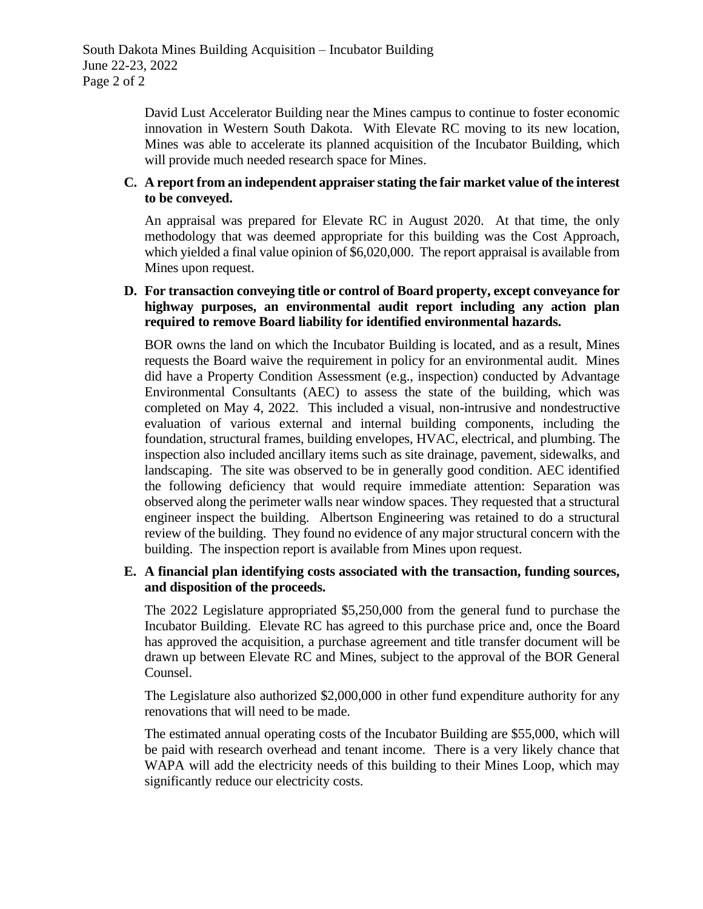David Lust Accelerator Building near the Mines campus to continue to foster economic innovation in Western South Dakota. With Elevate RC moving to its new location, Mines was able to accelerate its planned acquisition of the Incubator Building, which will provide much needed research space for Mines.

**C. A report from an independent appraiser stating the fair market value of the interest to be conveyed.**

An appraisal was prepared for Elevate RC in August 2020. At that time, the only methodology that was deemed appropriate for this building was the Cost Approach, which yielded a final value opinion of $6,020,000. The report appraisal is available from Mines upon request.

**D. For transaction conveying title or control of Board property, except conveyance for highway purposes, an environmental audit report including any action plan required to remove Board liability for identified environmental hazards.**

BOR owns the land on which the Incubator Building is located, and as a result, Mines requests the Board waive the requirement in policy for an environmental audit. Mines did have a Property Condition Assessment (e.g., inspection) conducted by Advantage Environmental Consultants (AEC) to assess the state of the building, which was completed on May 4, 2022. This included a visual, non-intrusive and nondestructive evaluation of various external and internal building components, including the foundation, structural frames, building envelopes, HVAC, electrical, and plumbing. The inspection also included ancillary items such as site drainage, pavement, sidewalks, and landscaping. The site was observed to be in generally good condition. AEC identified the following deficiency that would require immediate attention: Separation was observed along the perimeter walls near window spaces. They requested that a structural engineer inspect the building. Albertson Engineering was retained to do a structural review of the building. They found no evidence of any major structural concern with the building. The inspection report is available from Mines upon request.

**E. A financial plan identifying costs associated with the transaction, funding sources, and disposition of the proceeds.**

The 2022 Legislature appropriated $5,250,000 from the general fund to purchase the Incubator Building. Elevate RC has agreed to this purchase price and, once the Board has approved the acquisition, a purchase agreement and title transfer document will be drawn up between Elevate RC and Mines, subject to the approval of the BOR General Counsel.

The Legislature also authorized $2,000,000 in other fund expenditure authority for any renovations that will need to be made.

The estimated annual operating costs of the Incubator Building are $55,000, which will be paid with research overhead and tenant income. There is a very likely chance that WAPA will add the electricity needs of this building to their Mines Loop, which may significantly reduce our electricity costs.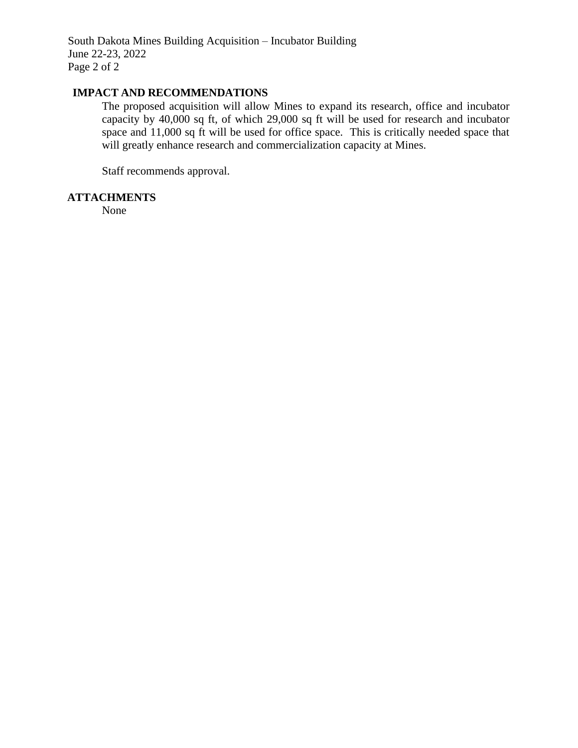## IMPACT AND RECOMMENDATIONS

The proposed acquisition will allow Mines to expand its research, office and incubator capacity by 40,000 sq ft, of which 29,000 sq ft will be used for research and incubator space and 11,000 sq ft will be used for office space. This is critically needed space that will greatly enhance research and commercialization capacity at Mines.

Staff recommends approval.

## ATTACHMENTS

None